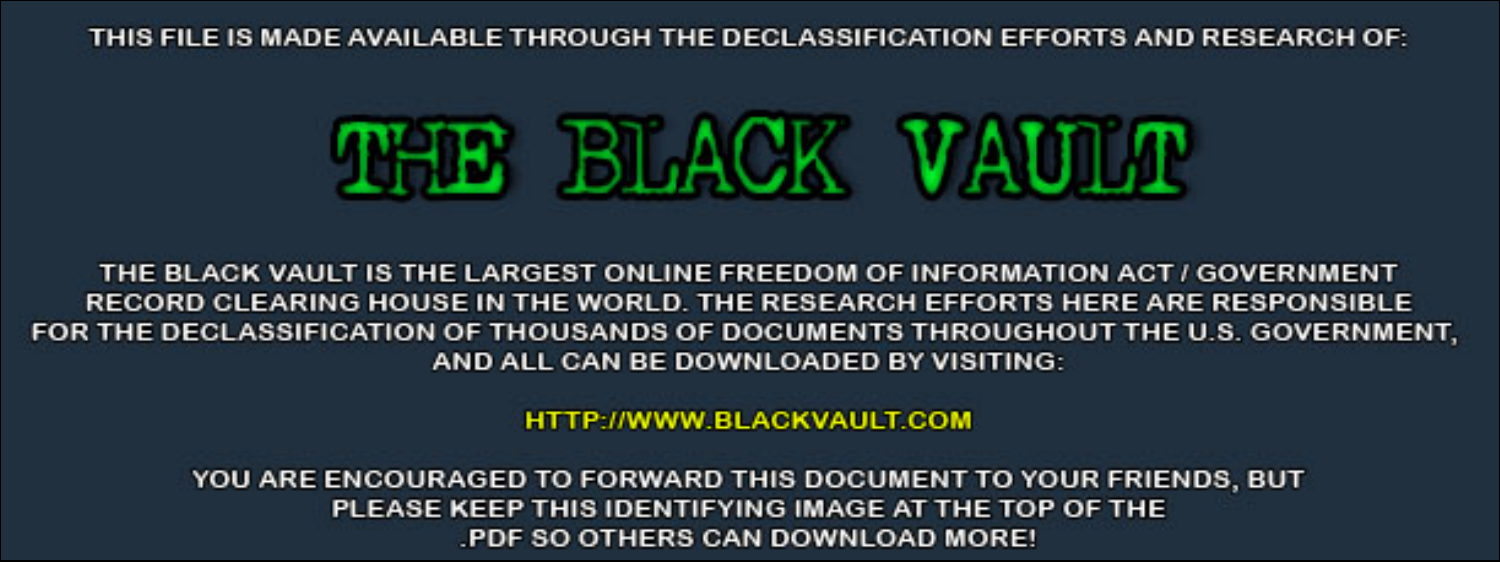THIS FILE IS MADE AVAILABLE THROUGH THE DECLASSIFICATION EFFORTS AND RESEARCH OF:

# THE BLACK VAULT

THE BLACK VAULT IS THE LARGEST ONLINE FREEDOM OF INFORMATION ACT / GOVERNMENT RECORD CLEARING HOUSE IN THE WORLD. THE RESEARCH EFFORTS HERE ARE RESPONSIBLE FOR THE DECLASSIFICATION OF THOUSANDS OF DOCUMENTS THROUGHOUT THE U.S. GOVERNMENT, AND ALL CAN BE DOWNLOADED BY VISITING:

HTTP://WWW.BLACKVAULT.COM

YOU ARE ENCOURAGED TO FORWARD THIS DOCUMENT TO YOUR FRIENDS, BUT PLEASE KEEP THIS IDENTIFYING IMAGE AT THE TOP OF THE .PDF SO OTHERS CAN DOWNLOAD MORE!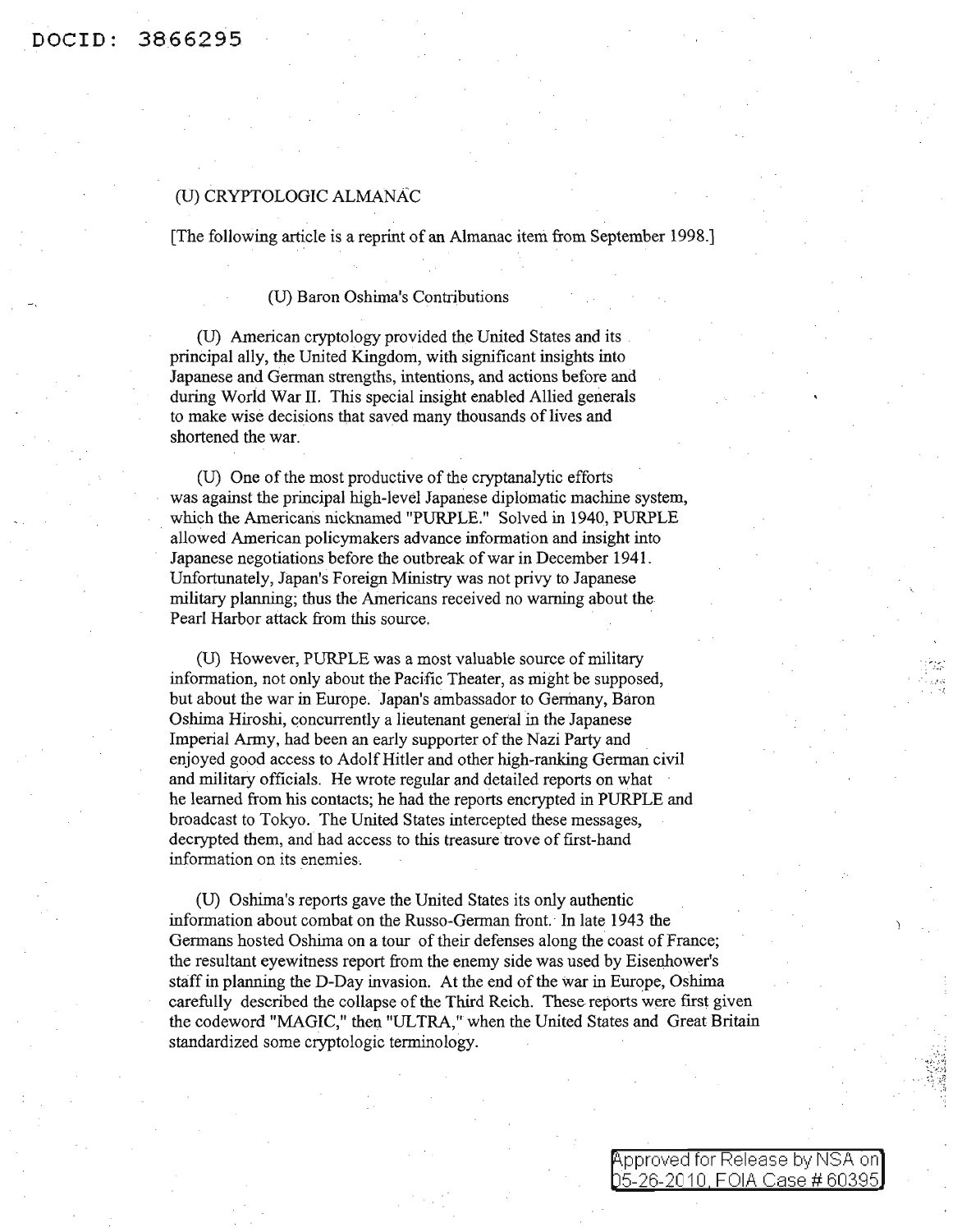DOCID: 3866295

(U) CRYPTOLOGIC ALMANAC

[The following article is a reprint of an Almanac item from September 1998.]

## (U) Baron Oshima's Contributions

(U) American cryptology provided the United States and its principal ally, the United Kingdom, with significant insights into Japanese and German strengths, intentions, and actions before and during World War II. This special insight enabled Allied generals to make wise decisions that saved many thousands of lives and shortened the war.

(U) One of the most productive of the cryptanalytic efforts was against the principal high-level Japanese diplomatic machine system, which the Americans nicknamed "PURPLE." Solved in 1940, PURPLE allowed American policymakers advance information and insight into Japanese negotiations before the outbreak of war in December 1941. Unfortunately, Japan's Foreign Ministry was not privy to Japanese military planning; thus the Americans received no warning about the Pearl Harbor attack from this source.

(U) However, PURPLE was a most valuable source of military information, not only about the Pacific Theater, as might be supposed, but about the war in Europe. Japan's ambassador to Germany, Baron Oshima Hiroshi, concurrently a lieutenant general in the Japanese Imperial Army, had been an early supporter of the Nazi Party and enjoyed good access to Adolf Hitler and other high-ranking German civil and military officials. He wrote regular and detailed reports on what he learned from his contacts; he had the reports encrypted in PURPLE and broadcast to Tokyo. The United States intercepted these messages, decrypted them, and had access to this treasure trove of first-hand information on its enemies.

(U) Oshima's reports gave the United States its only authentic information about combat on the Russo-German front. In late 1943 the Germans hosted Oshima on a tour of their defenses along the coast of France; the resultant eyewitness report from the enemy side was used by Eisenhower's staff in planning the D-Day invasion. At the end of the war in Europe, Oshima carefully described the collapse of the Third Reich. These reports were first given the codeword "MAGIC," then "ULTRA," when the United States and Great Britain standardized some cryptologic terminology.

Approved for Release by NSA on 05-26-2010, FOIA Case # 60395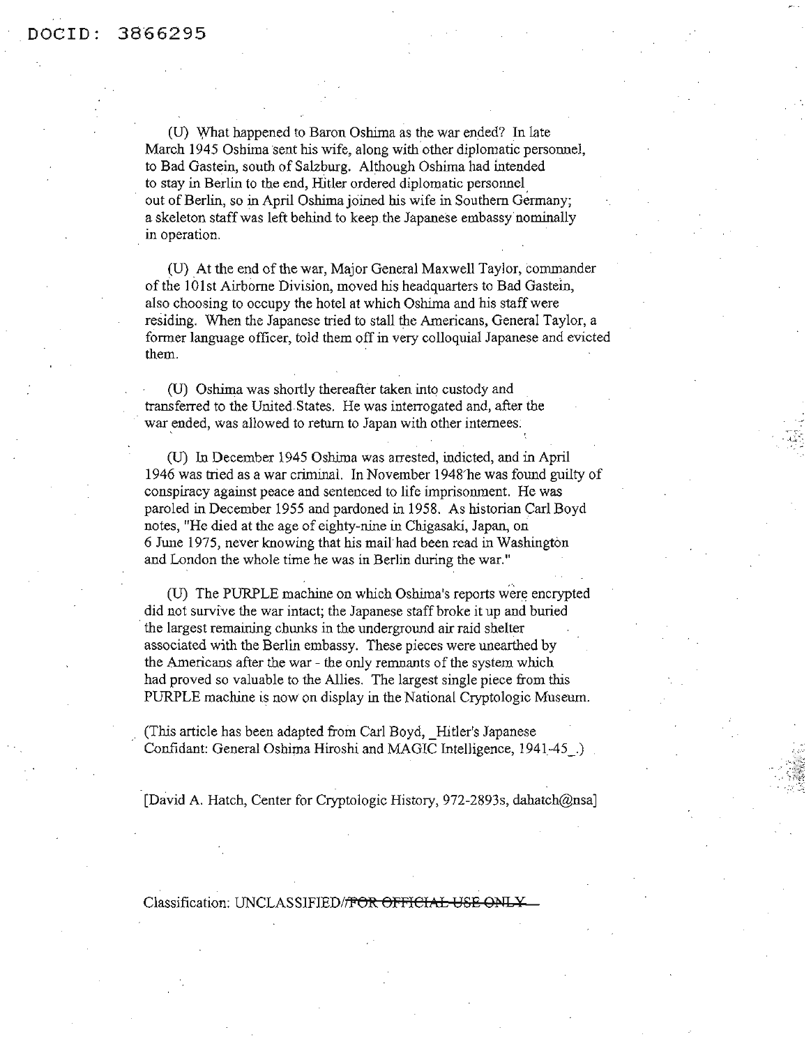(U) What happened to Baron Oshima as the war ended? In late March 1945 Oshima sent his wife, along with other diplomatic personnel, to Bad Gastein, south of Salzburg. Although Oshima had intended to stay in Berlin to the end, Hitler ordered diplomatic personnel out of Berlin, so in April Oshima joined his wife in Southern Germany; a skeleton staff was left behind to keep the Japanese embassy nominally in operation.

(U) At the end of the war, Major General Maxwell Taylor, commander of the 101st Airborne Division, moved his headquarters to Bad Gastein, also choosing to occupy the hotel at which Oshima and his staff were residing. When the Japanese tried to stall the Americans, General Taylor, a former language officer, told them off in very colloquial Japanese and evicted them.

(U) Oshima was shortly thereafter taken into custody and transferred to the United States. He was interrogated and, after the war ended, was allowed to return to Japan with other internees.

(U) In December 1945 Oshima was arrested, indicted, and in April 1946 was tried as a war criminal. In November 1948 he was found guilty of conspiracy against peace and sentenced to life imprisonment. He was paroled in December 1955 and pardoned in 1958. As historian Carl Boyd notes, "He died at the age of eighty-nine in Chigasaki, Japan, on 6 June 1975, never knowing that his mail had been read in Washington and London the whole time he was in Berlin during the war."

(U) The PURPLE machine on which Oshima's reports were encrypted did not survive the war intact; the Japanese staff broke it up and buried the largest remaining chunks in the underground air raid shelter associated with the Berlin embassy. These pieces were unearthed by the Americans after the war - the only remnants of the system which had proved so valuable to the Allies. The largest single piece from this PURPLE machine is now on display in the National Cryptologic Museum.

(This article has been adapted from Carl Boyd, _Hitler's Japanese Confidant: General Oshima Hiroshi and MAGIC Intelligence, 1941-45_.)

[David A. Hatch, Center for Cryptologic History, 972-2893s, dahatch@nsa]

Classification: UNCLASSIFIED//~~FOR OFFICIAL USE ONLY~~